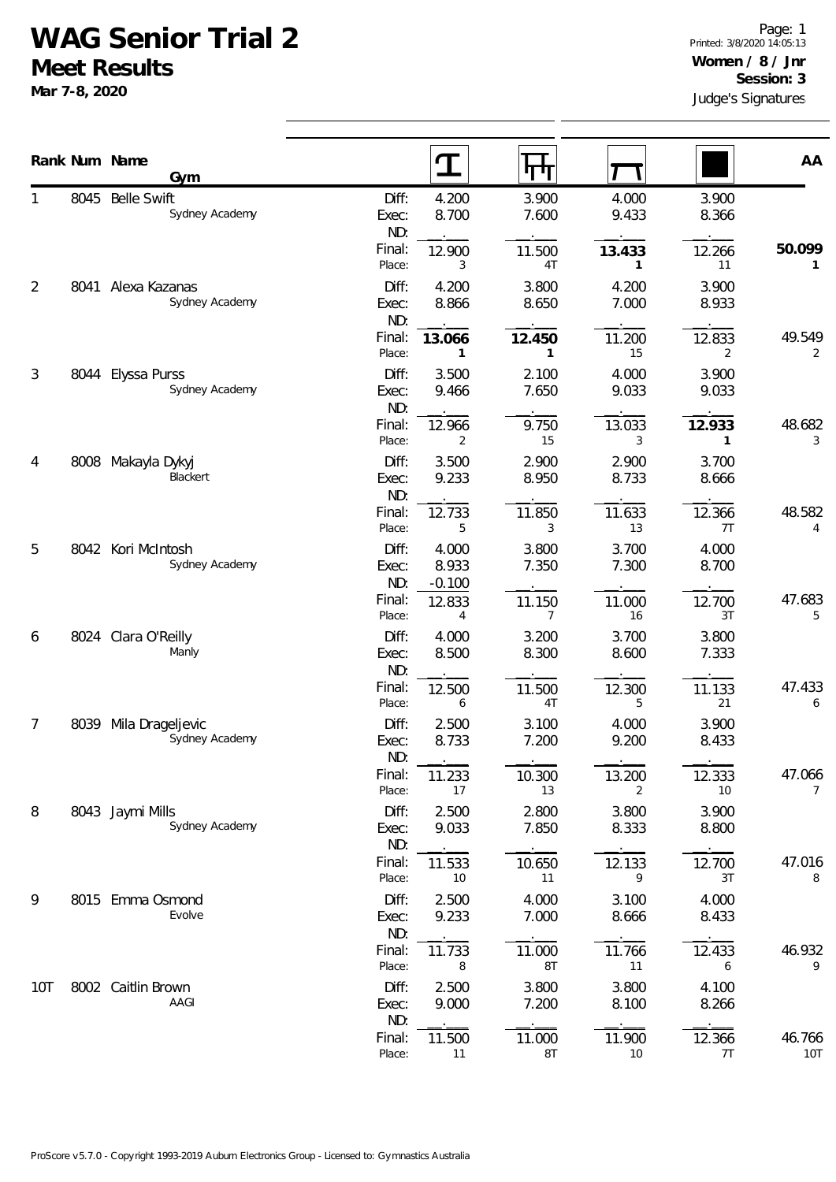# WAG Senior Trial 2

## Meet Results

**Mar 7-8, 2020**

Printed: 3/8/2020 14:05:13

**Women / 8 / Jnr**

**Session: 3**

Judge's Signatures

| Rank | Num | Name / Gym | | Vault | Bars | Beam | Floor | AA |
|---|---|---|---|---|---|---|---|---|
| 1 | 8045 | Belle Swift<br>Sydney Academy | Diff: | 4.200 | 3.900 | 4.000 | 3.900 | |
| | | | Exec: | 8.700 | 7.600 | 9.433 | 8.366 | |
| | | | ND: | | | | | |
| | | | Final: | 12.900 | 11.500 | **13.433** | 12.266 | **50.099** |
| | | | Place: | 3 | 4T | **1** | 11 | **1** |
| 2 | 8041 | Alexa Kazanas<br>Sydney Academy | Diff: | 4.200 | 3.800 | 4.200 | 3.900 | |
| | | | Exec: | 8.866 | 8.650 | 7.000 | 8.933 | |
| | | | ND: | | | | | |
| | | | Final: | **13.066** | **12.450** | 11.200 | 12.833 | 49.549 |
| | | | Place: | **1** | **1** | 15 | 2 | 2 |
| 3 | 8044 | Elyssa Purss<br>Sydney Academy | Diff: | 3.500 | 2.100 | 4.000 | 3.900 | |
| | | | Exec: | 9.466 | 7.650 | 9.033 | 9.033 | |
| | | | ND: | | | | | |
| | | | Final: | 12.966 | 9.750 | 13.033 | **12.933** | 48.682 |
| | | | Place: | 2 | 15 | 3 | **1** | 3 |
| 4 | 8008 | Makayla Dykyj<br>Blackert | Diff: | 3.500 | 2.900 | 2.900 | 3.700 | |
| | | | Exec: | 9.233 | 8.950 | 8.733 | 8.666 | |
| | | | ND: | | | | | |
| | | | Final: | 12.733 | 11.850 | 11.633 | 12.366 | 48.582 |
| | | | Place: | 5 | 3 | 13 | 7T | 4 |
| 5 | 8042 | Kori McIntosh<br>Sydney Academy | Diff: | 4.000 | 3.800 | 3.700 | 4.000 | |
| | | | Exec: | 8.933 | 7.350 | 7.300 | 8.700 | |
| | | | ND: | -0.100 | | | | |
| | | | Final: | 12.833 | 11.150 | 11.000 | 12.700 | 47.683 |
| | | | Place: | 4 | 7 | 16 | 3T | 5 |
| 6 | 8024 | Clara O'Reilly<br>Manly | Diff: | 4.000 | 3.200 | 3.700 | 3.800 | |
| | | | Exec: | 8.500 | 8.300 | 8.600 | 7.333 | |
| | | | ND: | | | | | |
| | | | Final: | 12.500 | 11.500 | 12.300 | 11.133 | 47.433 |
| | | | Place: | 6 | 4T | 5 | 21 | 6 |
| 7 | 8039 | Mila Drageljevic<br>Sydney Academy | Diff: | 2.500 | 3.100 | 4.000 | 3.900 | |
| | | | Exec: | 8.733 | 7.200 | 9.200 | 8.433 | |
| | | | ND: | | | | | |
| | | | Final: | 11.233 | 10.300 | 13.200 | 12.333 | 47.066 |
| | | | Place: | 17 | 13 | 2 | 10 | 7 |
| 8 | 8043 | Jaymi Mills<br>Sydney Academy | Diff: | 2.500 | 2.800 | 3.800 | 3.900 | |
| | | | Exec: | 9.033 | 7.850 | 8.333 | 8.800 | |
| | | | ND: | | | | | |
| | | | Final: | 11.533 | 10.650 | 12.133 | 12.700 | 47.016 |
| | | | Place: | 10 | 11 | 9 | 3T | 8 |
| 9 | 8015 | Emma Osmond<br>Evolve | Diff: | 2.500 | 4.000 | 3.100 | 4.000 | |
| | | | Exec: | 9.233 | 7.000 | 8.666 | 8.433 | |
| | | | ND: | | | | | |
| | | | Final: | 11.733 | 11.000 | 11.766 | 12.433 | 46.932 |
| | | | Place: | 8 | 8T | 11 | 6 | 9 |
| 10T | 8002 | Caitlin Brown<br>AAGI | Diff: | 2.500 | 3.800 | 3.800 | 4.100 | |
| | | | Exec: | 9.000 | 7.200 | 8.100 | 8.266 | |
| | | | ND: | | | | | |
| | | | Final: | 11.500 | 11.000 | 11.900 | 12.366 | 46.766 |
| | | | Place: | 11 | 8T | 10 | 7T | 10T |

ProScore v5.7.0 - Copyright 1993-2019 Auburn Electronics Group - Licensed to: Gymnastics Australia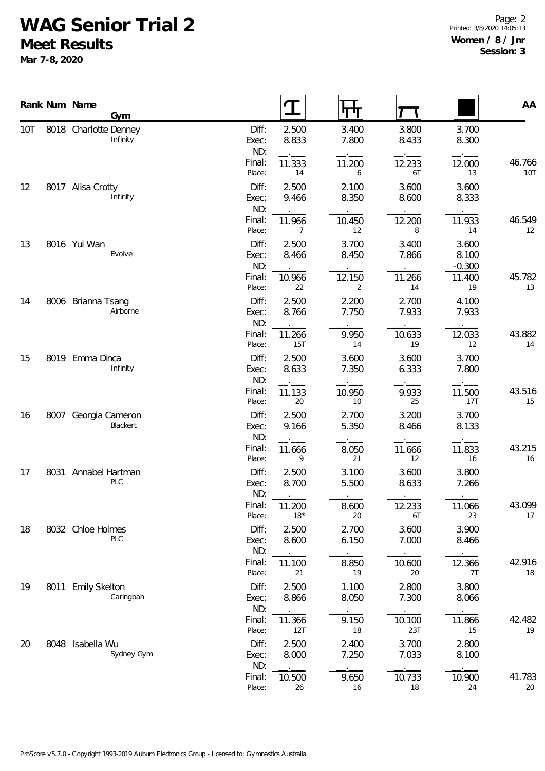# WAG Senior Trial 2

## Meet Results

**Mar 7-8, 2020**

**Women / 8 / Jnr**
**Session: 3**

| Rank | Num | Name / Gym | | Vault | Bars | Beam | Floor | AA |
|---|---|---|---|---|---|---|---|---|
| 10T | 8018 | Charlotte Denney<br>Infinity | Diff: | 2.500 | 3.400 | 3.800 | 3.700 | |
| | | | Exec: | 8.833 | 7.800 | 8.433 | 8.300 | |
| | | | ND: | . | . | . | . | |
| | | | Final: | 11.333 | 11.200 | 12.233 | 12.000 | 46.766 |
| | | | Place: | 14 | 6 | 6T | 13 | 10T |
| 12 | 8017 | Alisa Crotty<br>Infinity | Diff: | 2.500 | 2.100 | 3.600 | 3.600 | |
| | | | Exec: | 9.466 | 8.350 | 8.600 | 8.333 | |
| | | | ND: | . | . | . | . | |
| | | | Final: | 11.966 | 10.450 | 12.200 | 11.933 | 46.549 |
| | | | Place: | 7 | 12 | 8 | 14 | 12 |
| 13 | 8016 | Yui Wan<br>Evolve | Diff: | 2.500 | 3.700 | 3.400 | 3.600 | |
| | | | Exec: | 8.466 | 8.450 | 7.866 | 8.100 | |
| | | | ND: | . | . | . | -0.300 | |
| | | | Final: | 10.966 | 12.150 | 11.266 | 11.400 | 45.782 |
| | | | Place: | 22 | 2 | 14 | 19 | 13 |
| 14 | 8006 | Brianna Tsang<br>Airborne | Diff: | 2.500 | 2.200 | 2.700 | 4.100 | |
| | | | Exec: | 8.766 | 7.750 | 7.933 | 7.933 | |
| | | | ND: | . | . | . | . | |
| | | | Final: | 11.266 | 9.950 | 10.633 | 12.033 | 43.882 |
| | | | Place: | 15T | 14 | 19 | 12 | 14 |
| 15 | 8019 | Emma Dinca<br>Infinity | Diff: | 2.500 | 3.600 | 3.600 | 3.700 | |
| | | | Exec: | 8.633 | 7.350 | 6.333 | 7.800 | |
| | | | ND: | . | . | . | . | |
| | | | Final: | 11.133 | 10.950 | 9.933 | 11.500 | 43.516 |
| | | | Place: | 20 | 10 | 25 | 17T | 15 |
| 16 | 8007 | Georgia Cameron<br>Blackert | Diff: | 2.500 | 2.700 | 3.200 | 3.700 | |
| | | | Exec: | 9.166 | 5.350 | 8.466 | 8.133 | |
| | | | ND: | . | . | . | . | |
| | | | Final: | 11.666 | 8.050 | 11.666 | 11.833 | 43.215 |
| | | | Place: | 9 | 21 | 12 | 16 | 16 |
| 17 | 8031 | Annabel Hartman<br>PLC | Diff: | 2.500 | 3.100 | 3.600 | 3.800 | |
| | | | Exec: | 8.700 | 5.500 | 8.633 | 7.266 | |
| | | | ND: | . | . | . | . | |
| | | | Final: | 11.200 | 8.600 | 12.233 | 11.066 | 43.099 |
| | | | Place: | 18* | 20 | 6T | 23 | 17 |
| 18 | 8032 | Chloe Holmes<br>PLC | Diff: | 2.500 | 2.700 | 3.600 | 3.900 | |
| | | | Exec: | 8.600 | 6.150 | 7.000 | 8.466 | |
| | | | ND: | . | . | . | . | |
| | | | Final: | 11.100 | 8.850 | 10.600 | 12.366 | 42.916 |
| | | | Place: | 21 | 19 | 20 | 7T | 18 |
| 19 | 8011 | Emily Skelton<br>Caringbah | Diff: | 2.500 | 1.100 | 2.800 | 3.800 | |
| | | | Exec: | 8.866 | 8.050 | 7.300 | 8.066 | |
| | | | ND: | . | . | . | . | |
| | | | Final: | 11.366 | 9.150 | 10.100 | 11.866 | 42.482 |
| | | | Place: | 12T | 18 | 23T | 15 | 19 |
| 20 | 8048 | Isabella Wu<br>Sydney Gym | Diff: | 2.500 | 2.400 | 3.700 | 2.800 | |
| | | | Exec: | 8.000 | 7.250 | 7.033 | 8.100 | |
| | | | ND: | . | . | . | . | |
| | | | Final: | 10.500 | 9.650 | 10.733 | 10.900 | 41.783 |
| | | | Place: | 26 | 16 | 18 | 24 | 20 |

ProScore v5.7.0 - Copyright 1993-2019 Auburn Electronics Group - Licensed to: Gymnastics Australia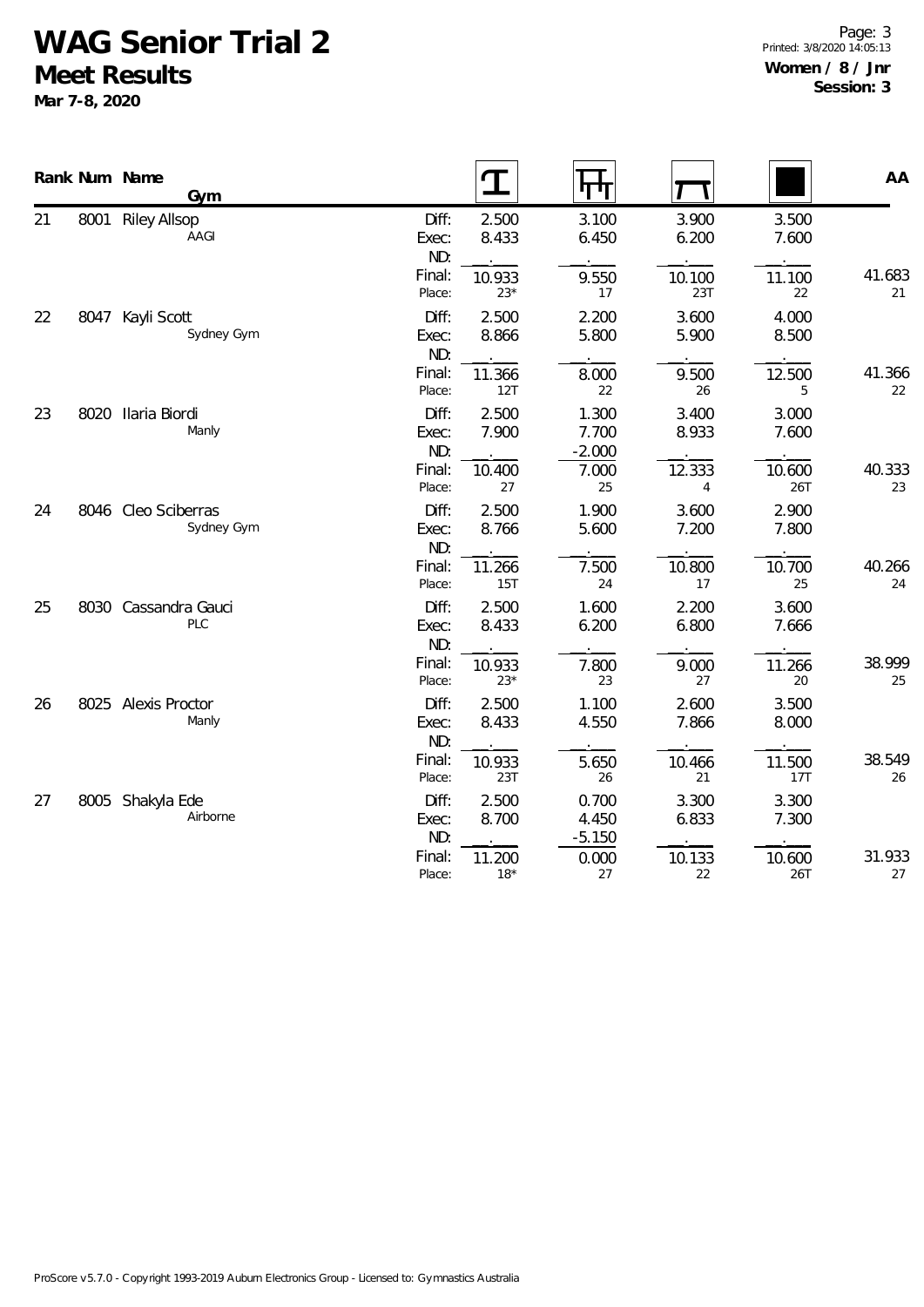# WAG Senior Trial 2

## Meet Results

**Mar 7-8, 2020**

Printed: 3/8/2020 14:05:13

**Women / 8 / Jnr**
**Session: 3**

| Rank | Num | Name / Gym | | Vault | Bars | Beam | Floor | AA |
|---|---|---|---|---|---|---|---|---|
| 21 | 8001 | Riley Allsop | Diff: | 2.500 | 3.100 | 3.900 | 3.500 | |
| | | AAGI | Exec: | 8.433 | 6.450 | 6.200 | 7.600 | |
| | | | ND: | . | . | . | . | |
| | | | Final: | 10.933 | 9.550 | 10.100 | 11.100 | 41.683 |
| | | | Place: | 23* | 17 | 23T | 22 | 21 |
| 22 | 8047 | Kayli Scott | Diff: | 2.500 | 2.200 | 3.600 | 4.000 | |
| | | Sydney Gym | Exec: | 8.866 | 5.800 | 5.900 | 8.500 | |
| | | | ND: | . | . | . | . | |
| | | | Final: | 11.366 | 8.000 | 9.500 | 12.500 | 41.366 |
| | | | Place: | 12T | 22 | 26 | 5 | 22 |
| 23 | 8020 | Ilaria Biordi | Diff: | 2.500 | 1.300 | 3.400 | 3.000 | |
| | | Manly | Exec: | 7.900 | 7.700 | 8.933 | 7.600 | |
| | | | ND: | . | -2.000 | . | . | |
| | | | Final: | 10.400 | 7.000 | 12.333 | 10.600 | 40.333 |
| | | | Place: | 27 | 25 | 4 | 26T | 23 |
| 24 | 8046 | Cleo Sciberras | Diff: | 2.500 | 1.900 | 3.600 | 2.900 | |
| | | Sydney Gym | Exec: | 8.766 | 5.600 | 7.200 | 7.800 | |
| | | | ND: | . | . | . | . | |
| | | | Final: | 11.266 | 7.500 | 10.800 | 10.700 | 40.266 |
| | | | Place: | 15T | 24 | 17 | 25 | 24 |
| 25 | 8030 | Cassandra Gauci | Diff: | 2.500 | 1.600 | 2.200 | 3.600 | |
| | | PLC | Exec: | 8.433 | 6.200 | 6.800 | 7.666 | |
| | | | ND: | . | . | . | . | |
| | | | Final: | 10.933 | 7.800 | 9.000 | 11.266 | 38.999 |
| | | | Place: | 23* | 23 | 27 | 20 | 25 |
| 26 | 8025 | Alexis Proctor | Diff: | 2.500 | 1.100 | 2.600 | 3.500 | |
| | | Manly | Exec: | 8.433 | 4.550 | 7.866 | 8.000 | |
| | | | ND: | . | . | . | . | |
| | | | Final: | 10.933 | 5.650 | 10.466 | 11.500 | 38.549 |
| | | | Place: | 23T | 26 | 21 | 17T | 26 |
| 27 | 8005 | Shakyla Ede | Diff: | 2.500 | 0.700 | 3.300 | 3.300 | |
| | | Airborne | Exec: | 8.700 | 4.450 | 6.833 | 7.300 | |
| | | | ND: | . | -5.150 | . | . | |
| | | | Final: | 11.200 | 0.000 | 10.133 | 10.600 | 31.933 |
| | | | Place: | 18* | 27 | 22 | 26T | 27 |

ProScore v5.7.0 - Copyright 1993-2019 Auburn Electronics Group - Licensed to: Gymnastics Australia